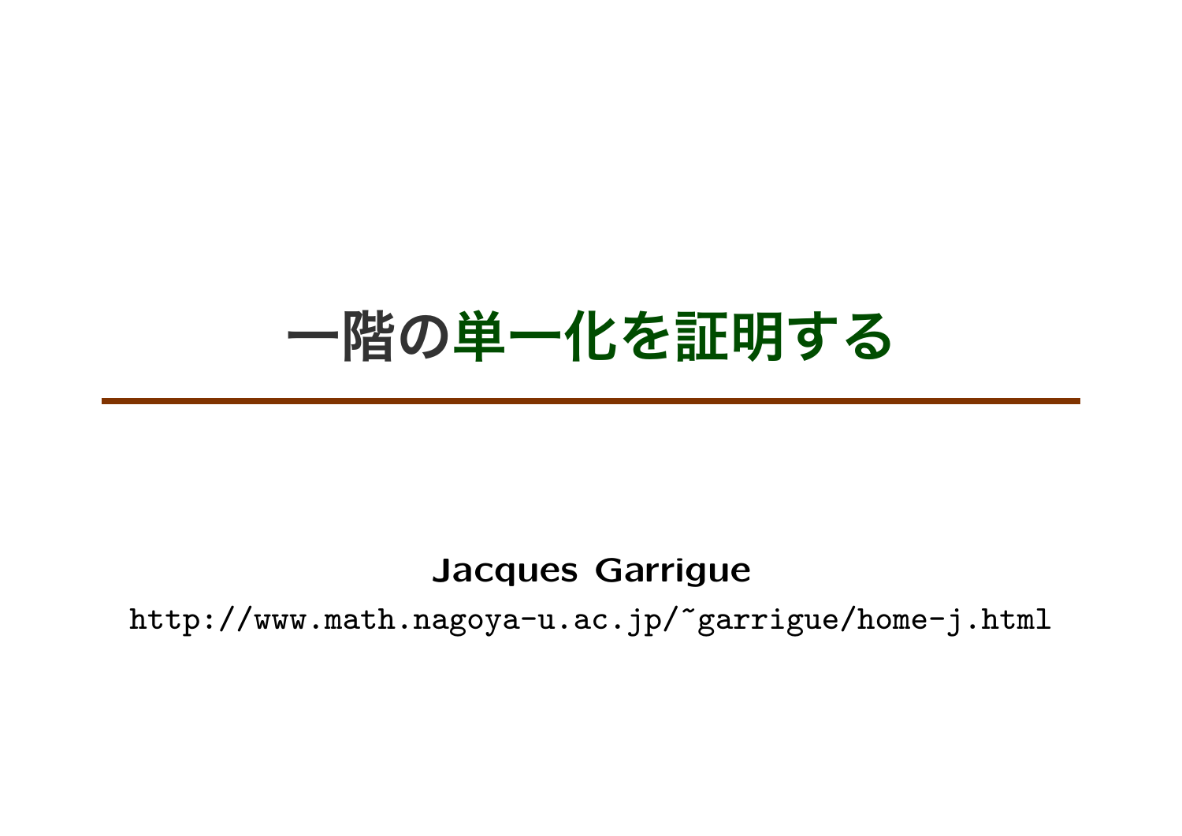# 一階の単一化を証明する

**Jacques Garrigue**

http://www.math.nagoya-u.ac.jp/~garrigue/home-j.html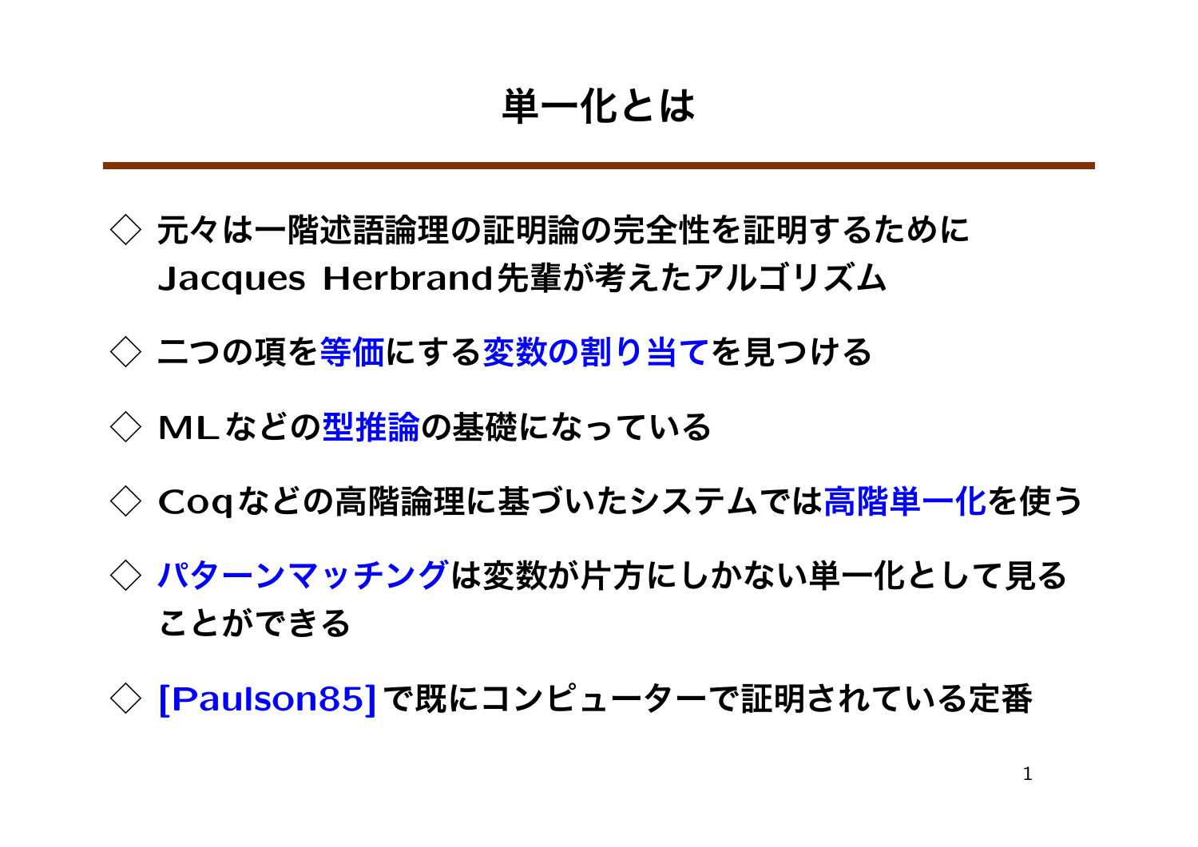# 単一化とは

◇ 元々は一階述語論理の証明論の完全性を証明するために Jacques Herbrand先輩が考えたアルゴリズム

◇ 二つの項を等価にする変数の割り当てを見つける

◇ MLなどの型推論の基礎になっている

◇ Coqなどの高階論理に基づいたシステムでは高階単一化を使う

◇ パターンマッチングは変数が片方にしかない単一化として見ることができる

◇ [Paulson85] で既にコンピューターで証明されている定番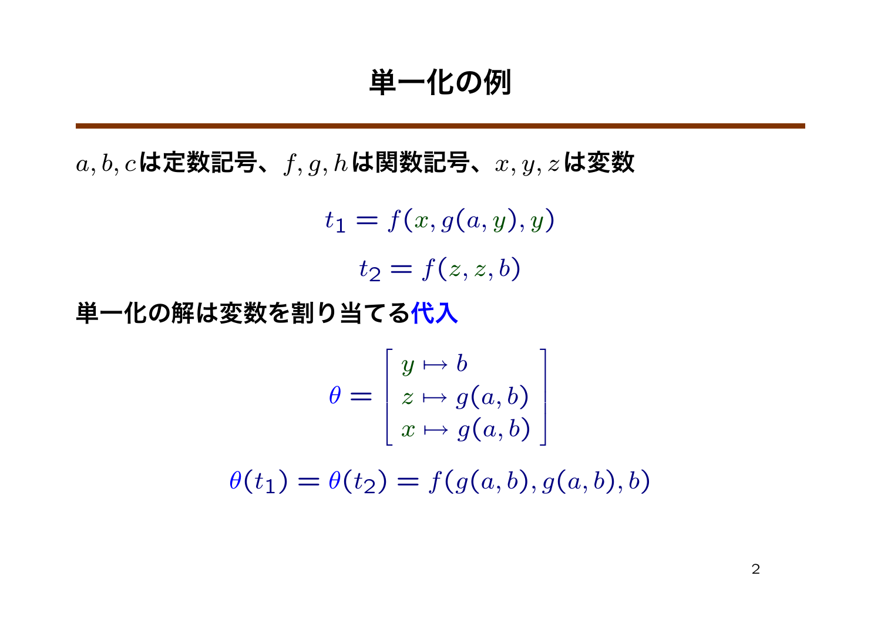# 単一化の例

$a, b, c$ は定数記号、$f, g, h$ は関数記号、$x, y, z$ は変数

$$t_1 = f(x, g(a, y), y)$$

$$t_2 = f(z, z, b)$$

単一化の解は変数を割り当てる**代入**

$$\theta = \begin{bmatrix} y \mapsto b \\ z \mapsto g(a, b) \\ x \mapsto g(a, b) \end{bmatrix}$$

$$\theta(t_1) = \theta(t_2) = f(g(a, b), g(a, b), b)$$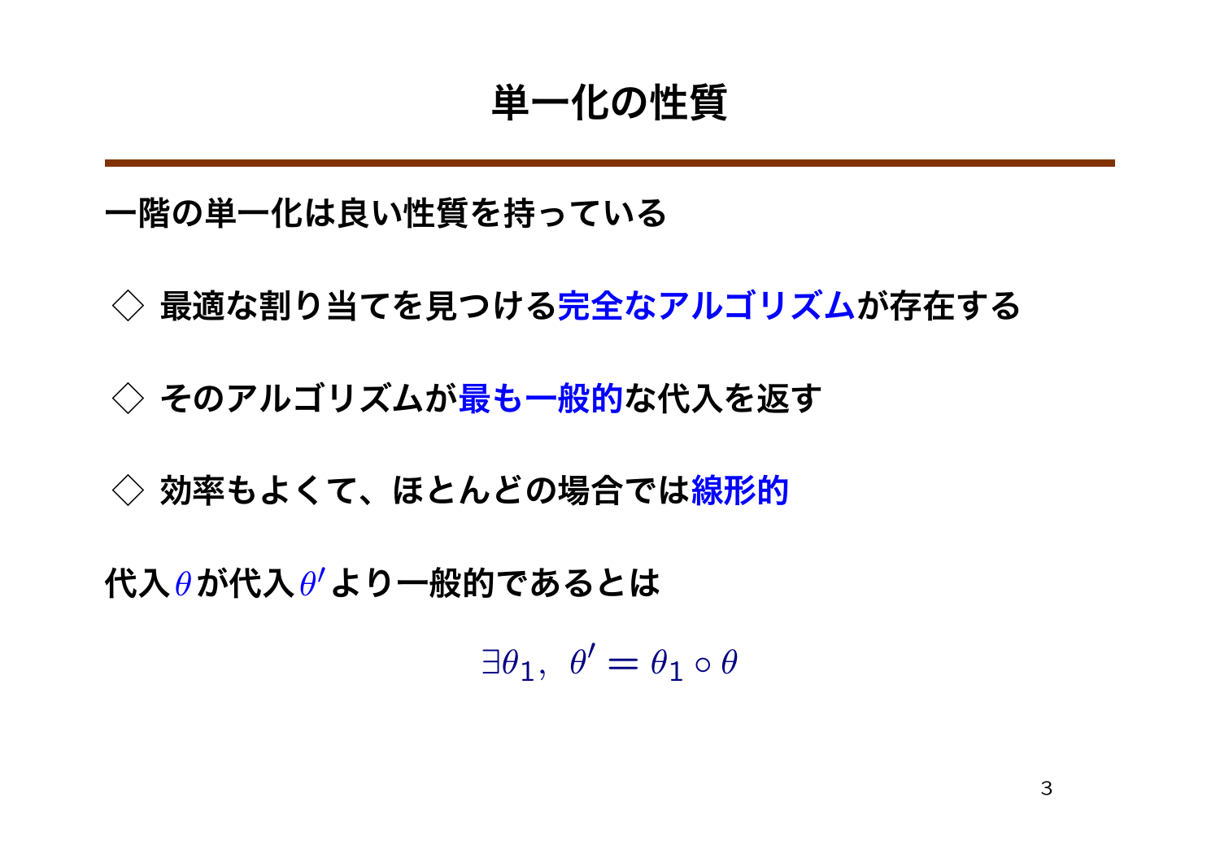# 単一化の性質

一階の単一化は良い性質を持っている

◇ 最適な割り当てを見つける**完全なアルゴリズム**が存在する

◇ そのアルゴリズムが**最も一般的**な代入を返す

◇ 効率もよくて、ほとんどの場合では**線形的**

代入 $\theta$ が代入 $\theta'$ より一般的であるとは

$$\exists \theta_1,\ \theta' = \theta_1 \circ \theta$$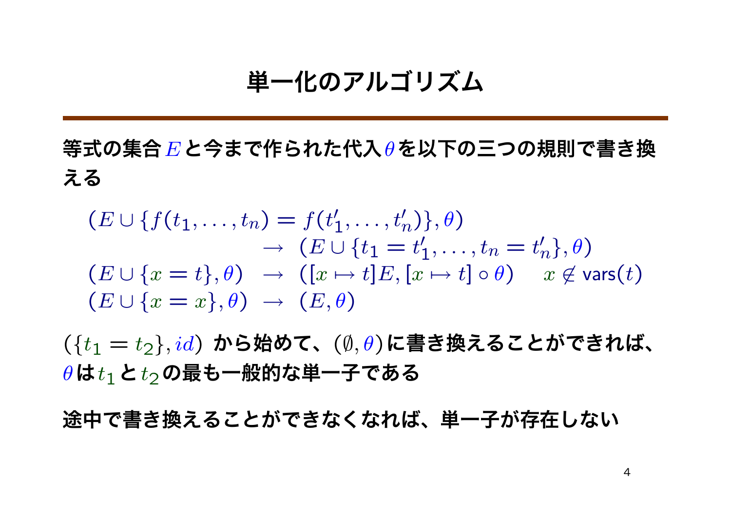# 単一化のアルゴリズム

等式の集合 $E$ と今まで作られた代入 $\theta$ を以下の三つの規則で書き換える

$$
\begin{array}{lcl}
(E \cup \{f(t_1, \ldots, t_n) = f(t'_1, \ldots, t'_n)\}, \theta) & & \\
 & \rightarrow & (E \cup \{t_1 = t'_1, \ldots, t_n = t'_n\}, \theta) \\
(E \cup \{x = t\}, \theta) & \rightarrow & ([x \mapsto t]E, [x \mapsto t] \circ \theta) \quad x \notin \mathsf{vars}(t) \\
(E \cup \{x = x\}, \theta) & \rightarrow & (E, \theta)
\end{array}
$$

$(\{t_1 = t_2\}, id)$ から始めて、$(\emptyset, \theta)$ に書き換えることができれば、$\theta$ は $t_1$ と $t_2$ の最も一般的な単一子である

途中で書き換えることができなくなれば、単一子が存在しない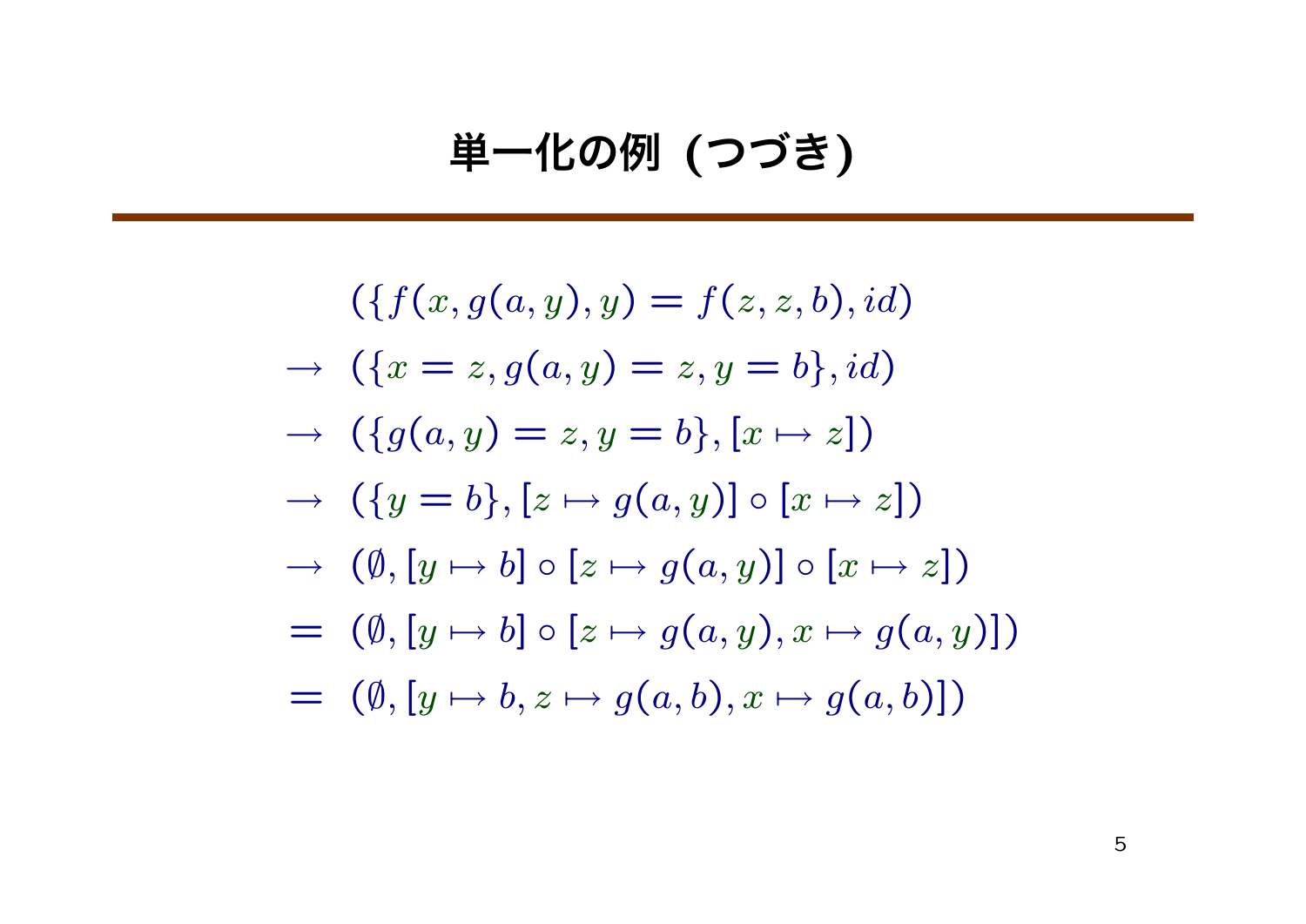# 単一化の例 (つづき)

$$
\begin{aligned}
& (\{f(x, g(a, y), y) = f(z, z, b), id) \\
\rightarrow\ & (\{x = z, g(a, y) = z, y = b\}, id) \\
\rightarrow\ & (\{g(a, y) = z, y = b\}, [x \mapsto z]) \\
\rightarrow\ & (\{y = b\}, [z \mapsto g(a, y)] \circ [x \mapsto z]) \\
\rightarrow\ & (\emptyset, [y \mapsto b] \circ [z \mapsto g(a, y)] \circ [x \mapsto z]) \\
=\ & (\emptyset, [y \mapsto b] \circ [z \mapsto g(a, y), x \mapsto g(a, y)]) \\
=\ & (\emptyset, [y \mapsto b, z \mapsto g(a, b), x \mapsto g(a, b)])
\end{aligned}
$$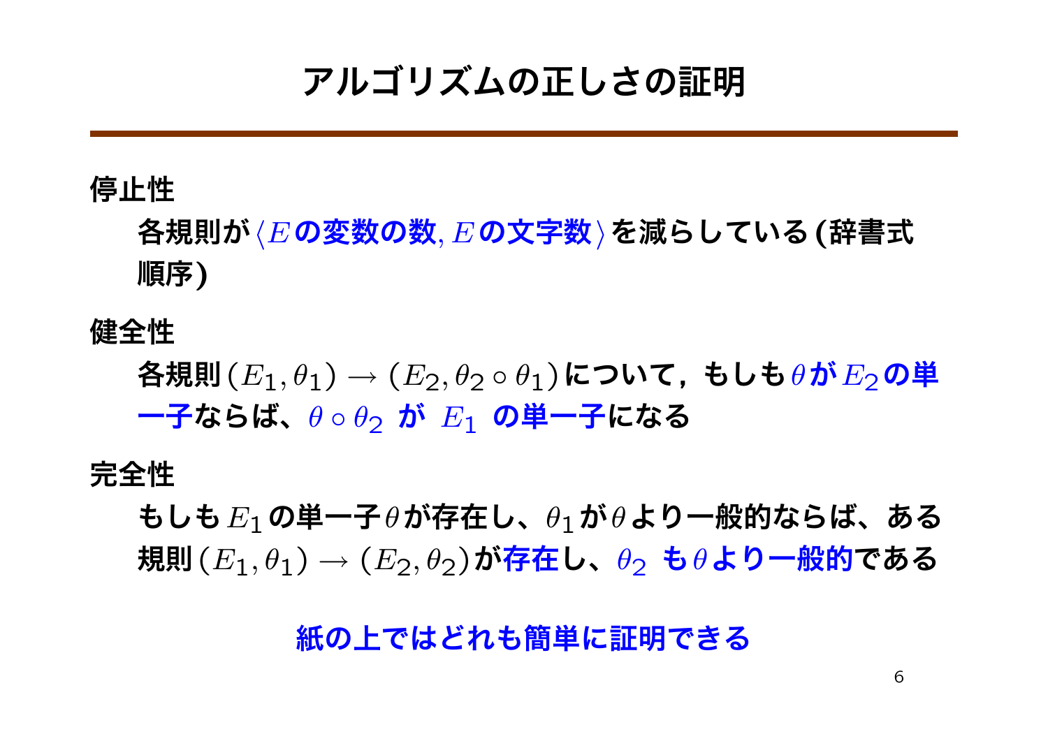# アルゴリズムの正しさの証明

**停止性**

各規則が $\langle E$ の変数の数, $E$ の文字数 $\rangle$ を減らしている (辞書式順序)

**健全性**

各規則 $(E_1, \theta_1) \to (E_2, \theta_2 \circ \theta_1)$ について，もしも $\theta$ が $E_2$ の単一子ならば、$\theta \circ \theta_2$ が $E_1$ の単一子になる

**完全性**

もしも $E_1$ の単一子 $\theta$ が存在し、$\theta_1$ が $\theta$ より一般的ならば、ある規則 $(E_1, \theta_1) \to (E_2, \theta_2)$ が存在し、$\theta_2$ も $\theta$ より一般的である

**紙の上ではどれも簡単に証明できる**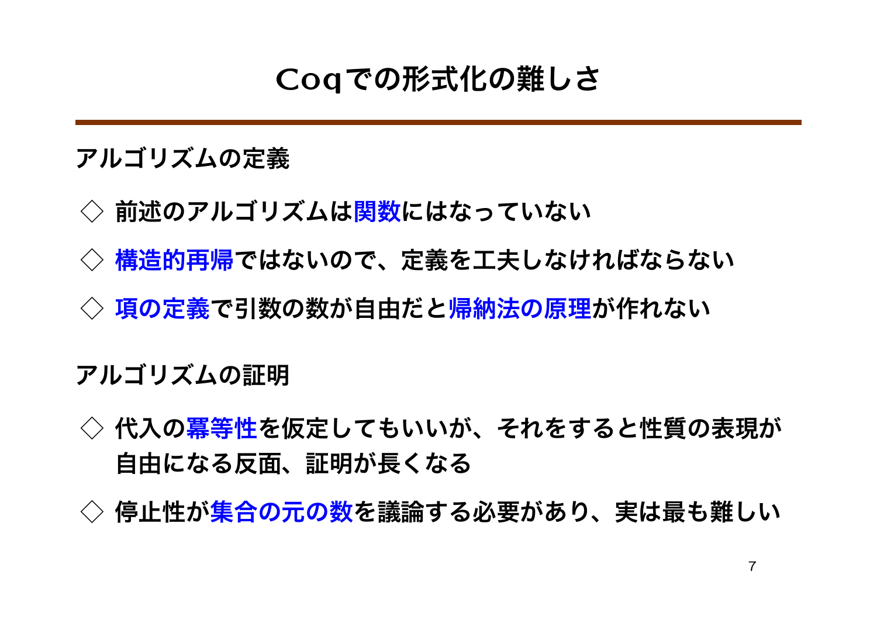# Coqでの形式化の難しさ

## アルゴリズムの定義

- ◇ 前述のアルゴリズムは**関数**にはなっていない
- ◇ **構造的再帰**ではないので、定義を工夫しなければならない
- ◇ **項の定義**で引数の数が自由だと**帰納法の原理**が作れない

## アルゴリズムの証明

- ◇ 代入の**冪等性**を仮定してもいいが、それをすると性質の表現が自由になる反面、証明が長くなる
- ◇ 停止性が**集合の元の数**を議論する必要があり、実は最も難しい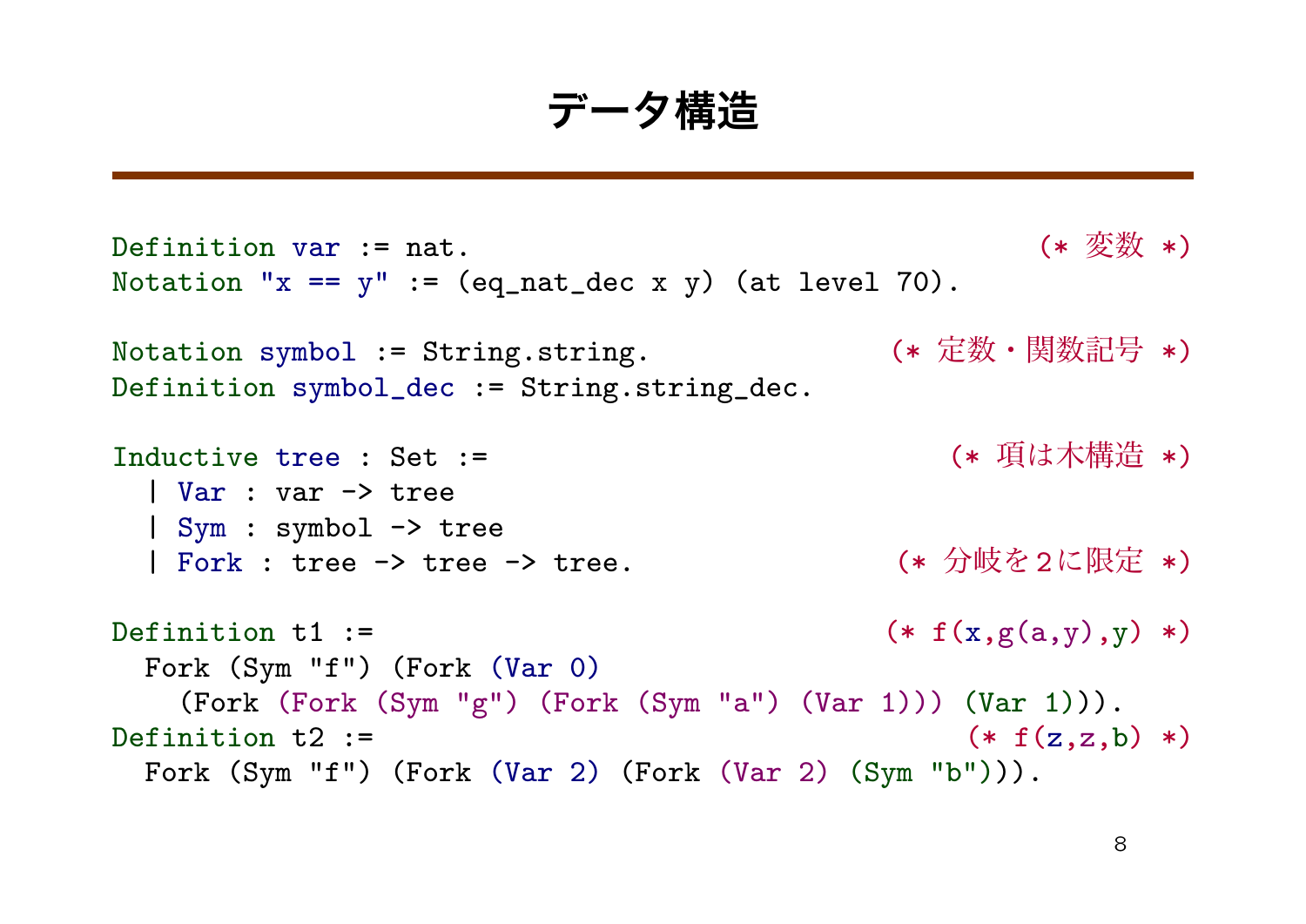# データ構造

```
Definition var := nat.                                         (* 変数 *)
Notation "x == y" := (eq_nat_dec x y) (at level 70).

Notation symbol := String.string.                      (* 定数・関数記号 *)
Definition symbol_dec := String.string_dec.

Inductive tree : Set :=                                    (* 項は木構造 *)
  | Var : var -> tree
  | Sym : symbol -> tree
  | Fork : tree -> tree -> tree.                       (* 分岐を2に限定 *)

Definition t1 :=                                       (* f(x,g(a,y),y) *)
  Fork (Sym "f") (Fork (Var 0)
    (Fork (Fork (Sym "g") (Fork (Sym "a") (Var 1))) (Var 1))).
Definition t2 :=                                              (* f(z,z,b) *)
  Fork (Sym "f") (Fork (Var 2) (Fork (Var 2) (Sym "b"))).
```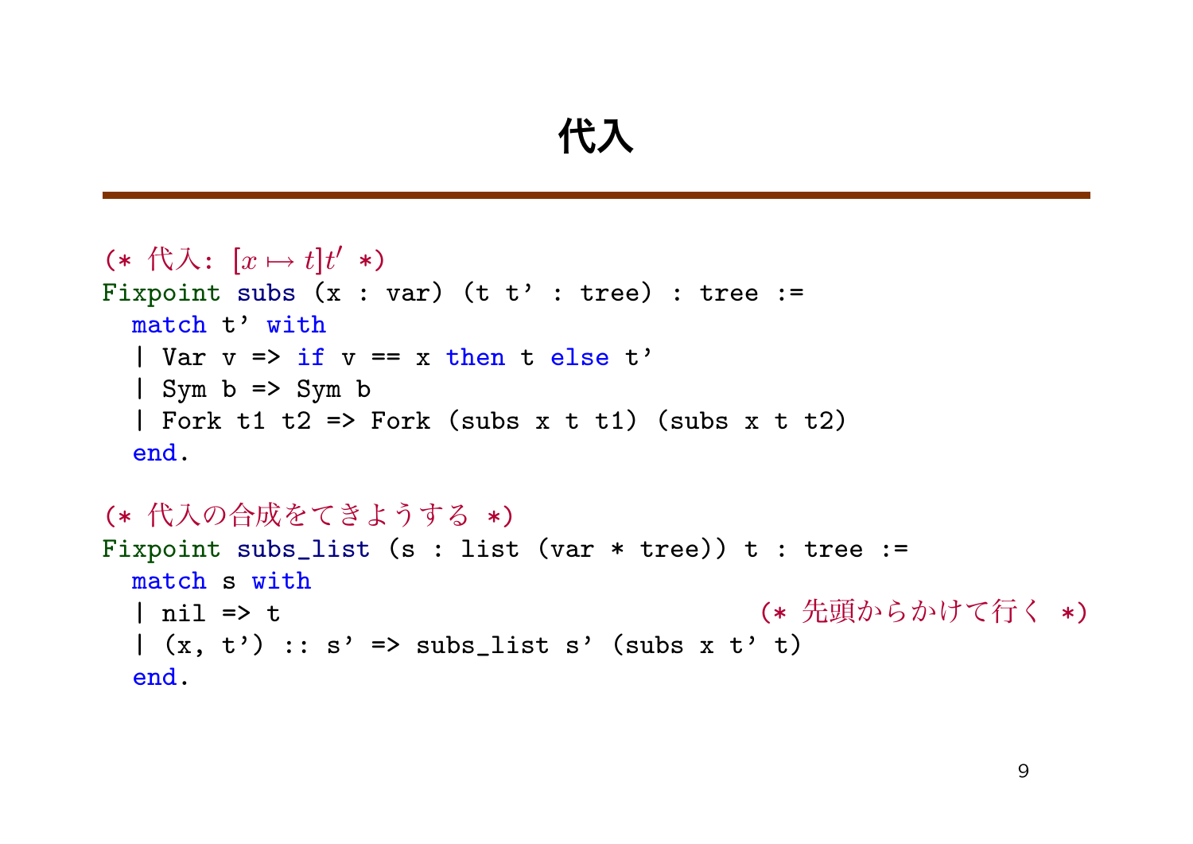# 代入

```
(* 代入: [x ↦ t]t' *)
Fixpoint subs (x : var) (t t' : tree) : tree :=
  match t' with
  | Var v => if v == x then t else t'
  | Sym b => Sym b
  | Fork t1 t2 => Fork (subs x t t1) (subs x t t2)
  end.

(* 代入の合成をてきようする *)
Fixpoint subs_list (s : list (var * tree)) t : tree :=
  match s with
  | nil => t                                     (* 先頭からかけて行く *)
  | (x, t') :: s' => subs_list s' (subs x t' t)
  end.
```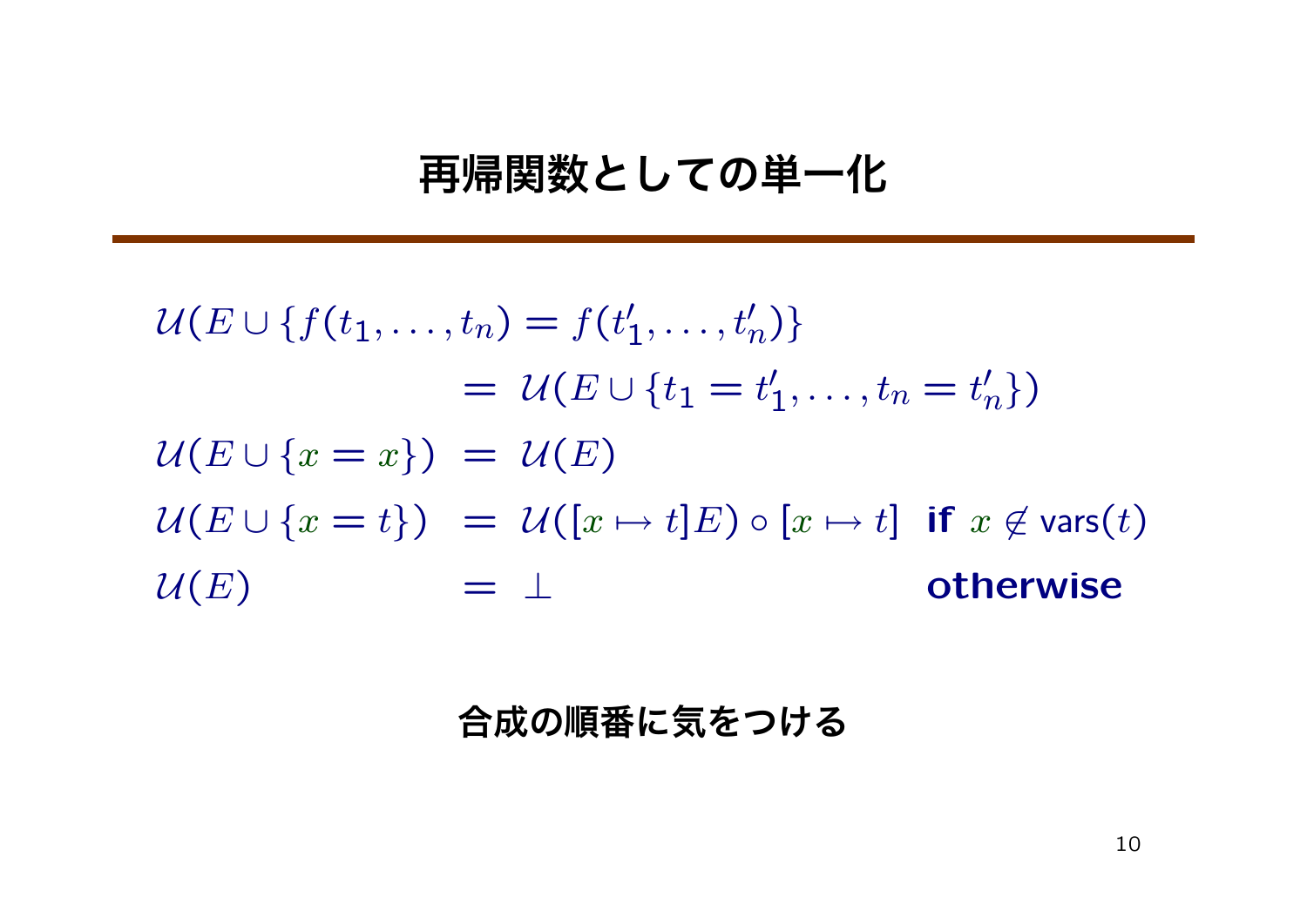# 再帰関数としての単一化

$$
\begin{aligned}
&\mathcal{U}(E \cup \{f(t_1, \ldots, t_n) = f(t'_1, \ldots, t'_n)\} \\
&\qquad\qquad\qquad\qquad = \mathcal{U}(E \cup \{t_1 = t'_1, \ldots, t_n = t'_n\}) \\
&\mathcal{U}(E \cup \{x = x\}) = \mathcal{U}(E) \\
&\mathcal{U}(E \cup \{x = t\}) = \mathcal{U}([x \mapsto t]E) \circ [x \mapsto t] \quad \textbf{if } x \notin \mathsf{vars}(t) \\
&\mathcal{U}(E) = \bot \quad \textbf{otherwise}
\end{aligned}
$$

**合成の順番に気をつける**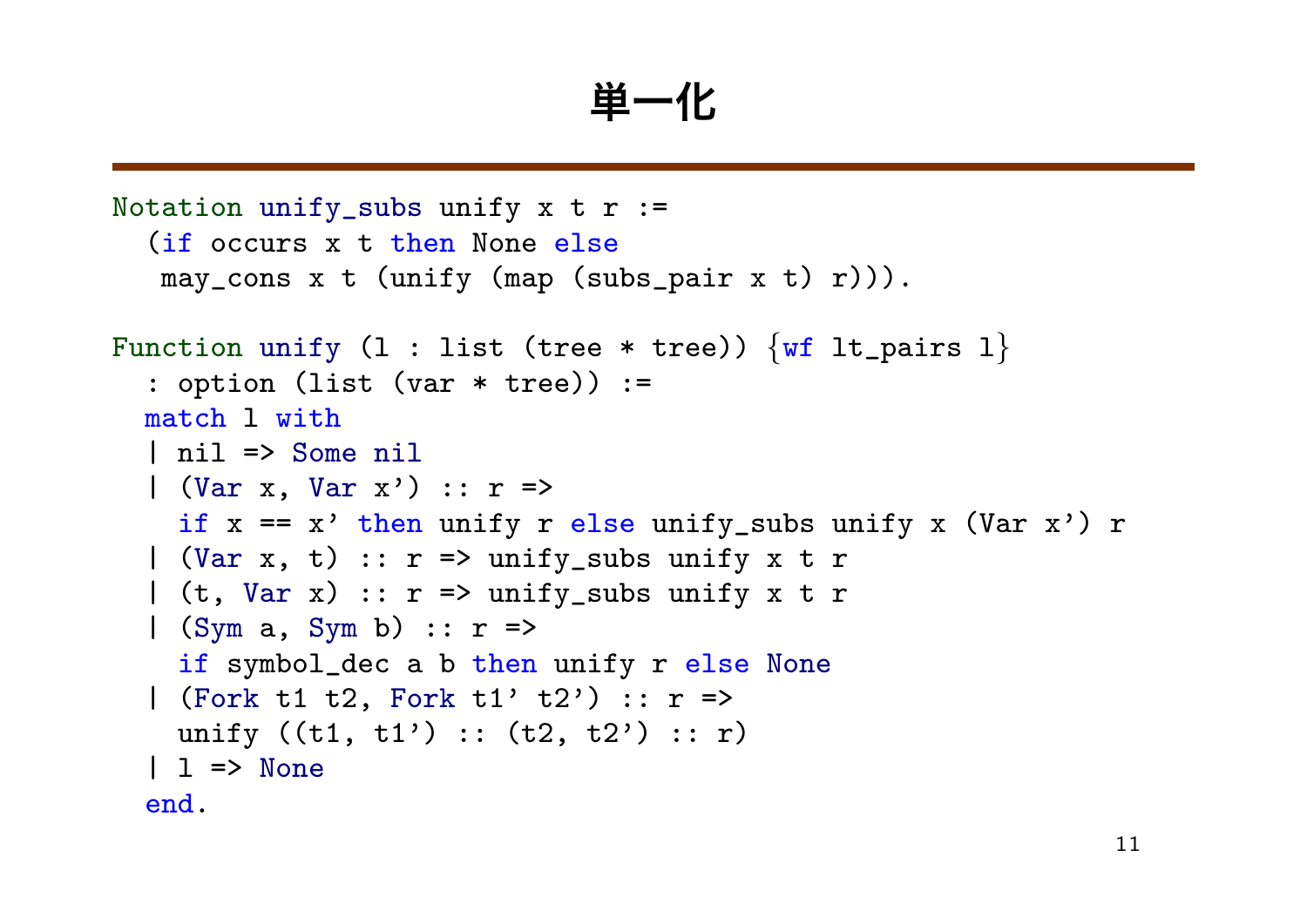# 単一化

```
Notation unify_subs unify x t r :=
  (if occurs x t then None else
   may_cons x t (unify (map (subs_pair x t) r))).

Function unify (l : list (tree * tree)) {wf lt_pairs l}
  : option (list (var * tree)) :=
  match l with
  | nil => Some nil
  | (Var x, Var x') :: r =>
    if x == x' then unify r else unify_subs unify x (Var x') r
  | (Var x, t) :: r => unify_subs unify x t r
  | (t, Var x) :: r => unify_subs unify x t r
  | (Sym a, Sym b) :: r =>
    if symbol_dec a b then unify r else None
  | (Fork t1 t2, Fork t1' t2') :: r =>
    unify ((t1, t1') :: (t2, t2') :: r)
  | l => None
  end.
```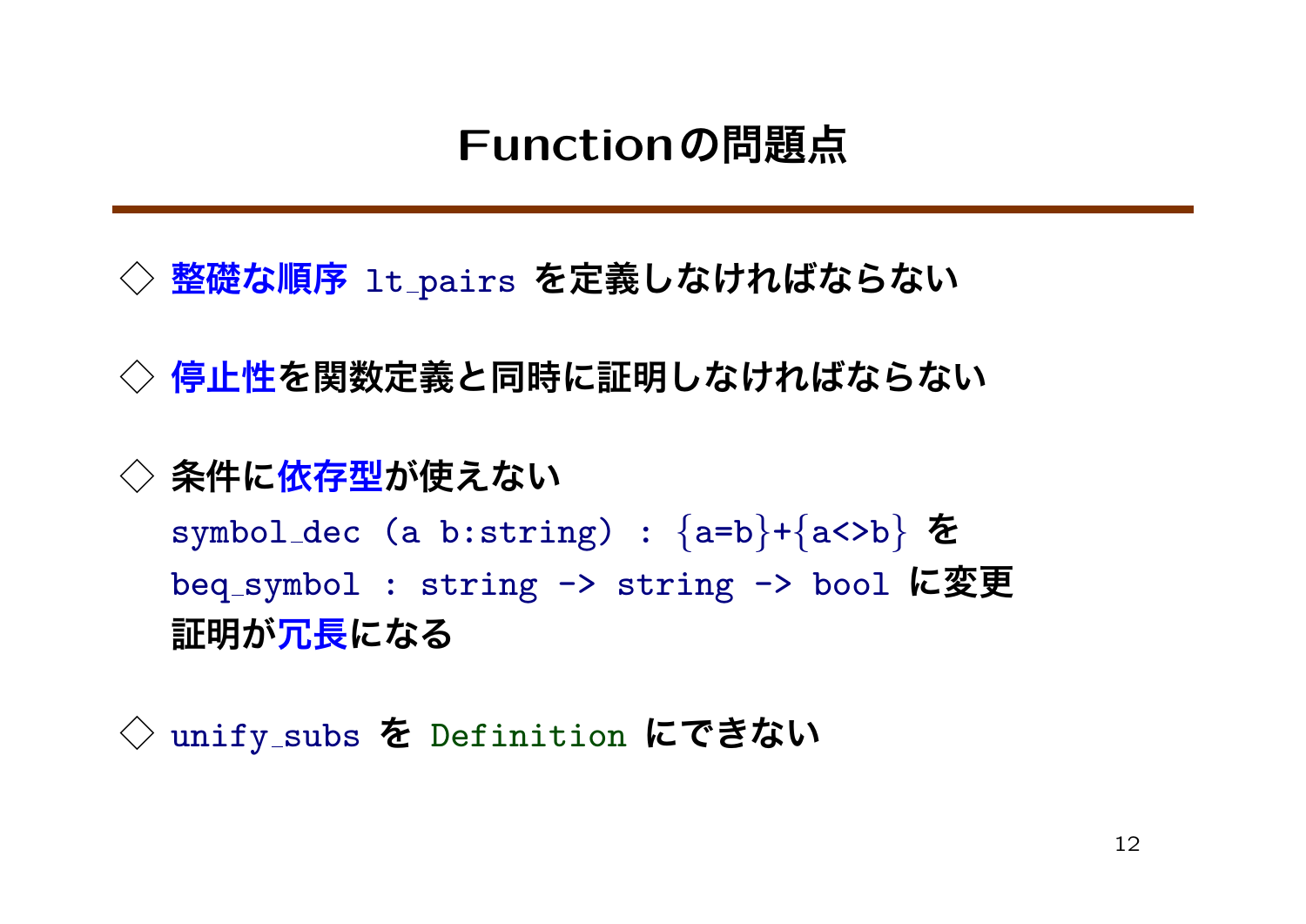# Functionの問題点

- ◇ **整礎な順序** `lt_pairs` を定義しなければならない

- ◇ **停止性**を関数定義と同時に証明しなければならない

- ◇ 条件に**依存型**が使えない

  `symbol_dec (a b:string) : {a=b}+{a<>b}` を
  `beq_symbol : string -> string -> bool` に変更
  証明が**冗長**になる

- ◇ `unify_subs` を `Definition` にできない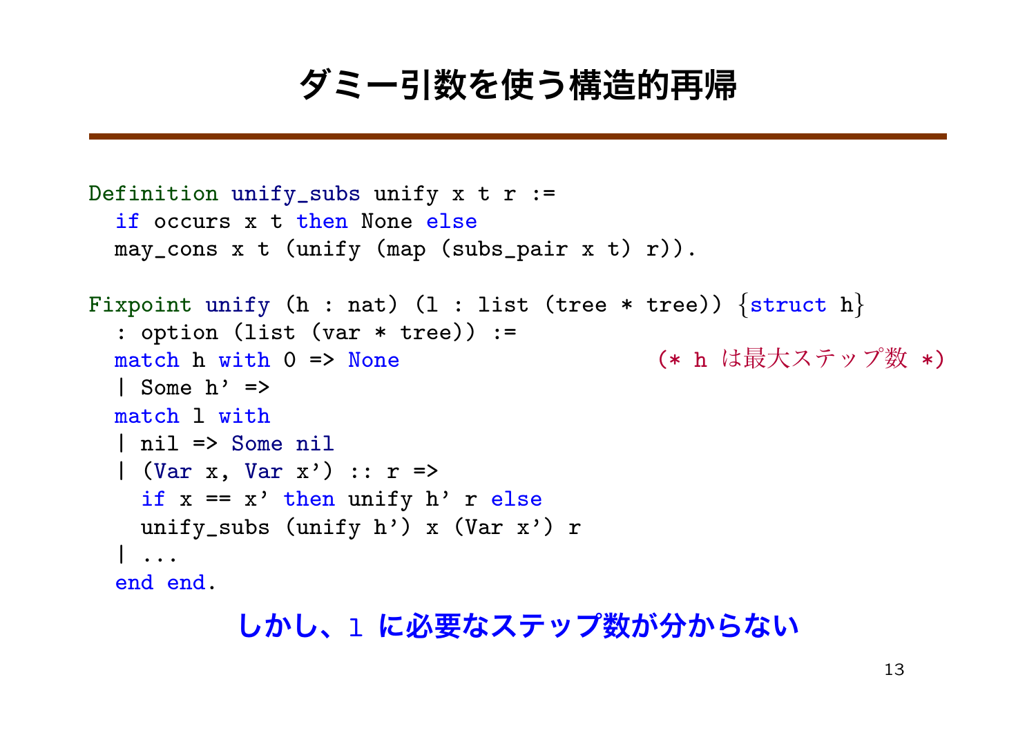# ダミー引数を使う構造的再帰

```
Definition unify_subs unify x t r :=
  if occurs x t then None else
  may_cons x t (unify (map (subs_pair x t) r)).

Fixpoint unify (h : nat) (l : list (tree * tree)) {struct h}
  : option (list (var * tree)) :=
  match h with 0 => None                     (* h は最大ステップ数 *)
  | Some h' =>
  match l with
  | nil => Some nil
  | (Var x, Var x') :: r =>
    if x == x' then unify h' r else
    unify_subs (unify h') x (Var x') r
  | ...
  end end.
```

**しかし、`l` に必要なステップ数が分からない**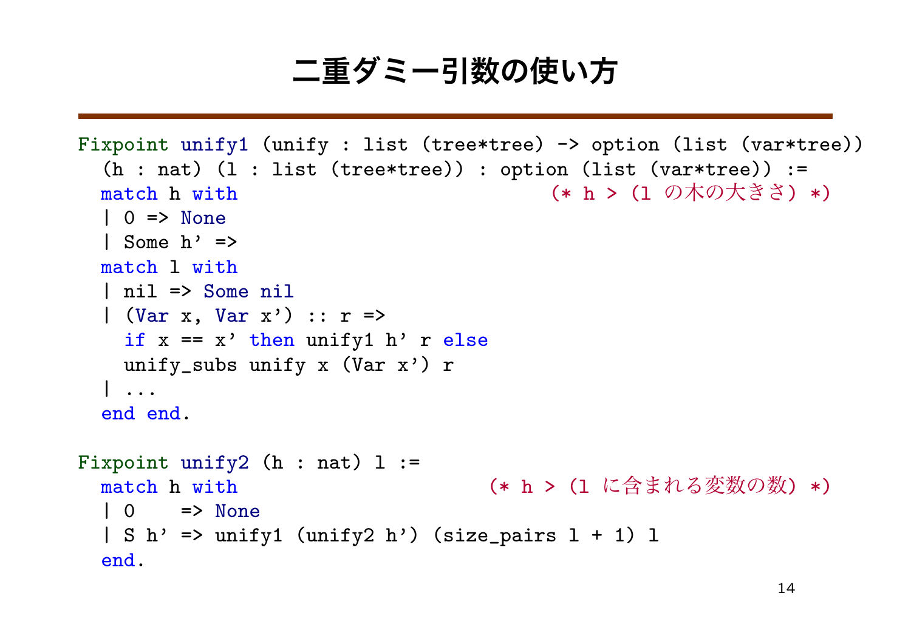# 二重ダミー引数の使い方

```
Fixpoint unify1 (unify : list (tree*tree) -> option (list (var*tree))
  (h : nat) (l : list (tree*tree)) : option (list (var*tree)) :=
  match h with                                  (* h > (l の木の大きさ) *)
  | 0 => None
  | Some h' =>
  match l with
  | nil => Some nil
  | (Var x, Var x') :: r =>
    if x == x' then unify1 h' r else
    unify_subs unify x (Var x') r
  | ...
  end end.

Fixpoint unify2 (h : nat) l :=
  match h with                             (* h > (l に含まれる変数の数) *)
  | 0    => None
  | S h' => unify1 (unify2 h') (size_pairs l + 1) l
  end.
```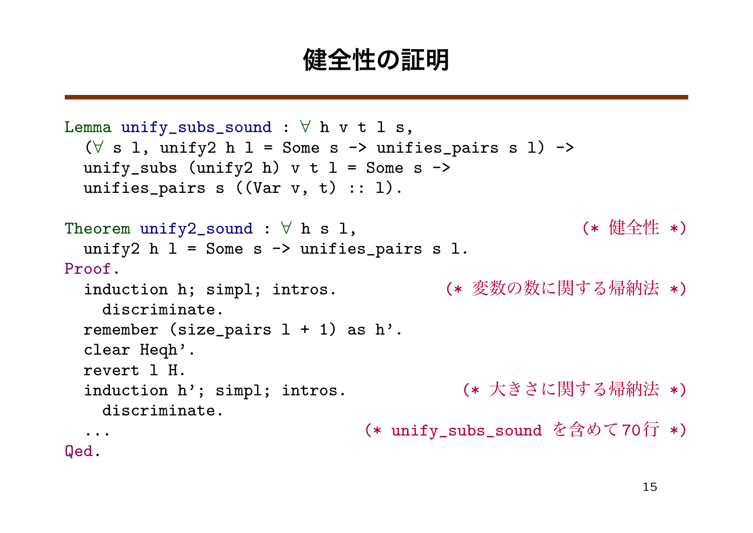# 健全性の証明

```
Lemma unify_subs_sound : ∀ h v t l s,
  (∀ s l, unify2 h l = Some s -> unifies_pairs s l) ->
  unify_subs (unify2 h) v t l = Some s ->
  unifies_pairs s ((Var v, t) :: l).

Theorem unify2_sound : ∀ h s l,                              (* 健全性 *)
  unify2 h l = Some s -> unifies_pairs s l.
Proof.
  induction h; simpl; intros.              (* 変数の数に関する帰納法 *)
    discriminate.
  remember (size_pairs l + 1) as h'.
  clear Heqh'.
  revert l H.
  induction h'; simpl; intros.              (* 大きさに関する帰納法 *)
    discriminate.
  ...                          (* unify_subs_sound を含めて70行 *)
Qed.
```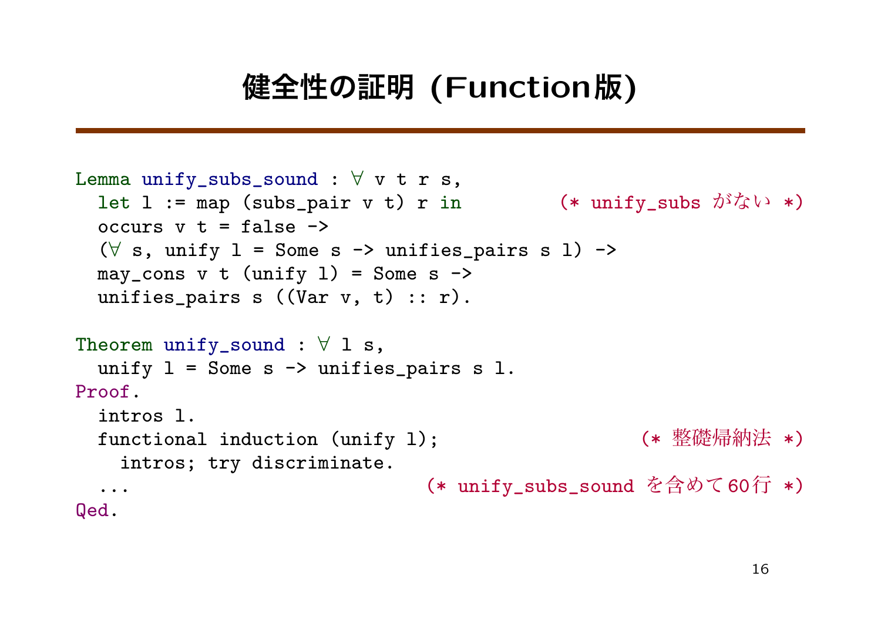# 健全性の証明 (Function版)

```
Lemma unify_subs_sound : ∀ v t r s,
  let l := map (subs_pair v t) r in         (* unify_subs がない *)
  occurs v t = false ->
  (∀ s, unify l = Some s -> unifies_pairs s l) ->
  may_cons v t (unify l) = Some s ->
  unifies_pairs s ((Var v, t) :: r).

Theorem unify_sound : ∀ l s,
  unify l = Some s -> unifies_pairs s l.
Proof.
  intros l.
  functional induction (unify l);                    (* 整礎帰納法 *)
    intros; try discriminate.
  ...                           (* unify_subs_sound を含めて60行 *)
Qed.
```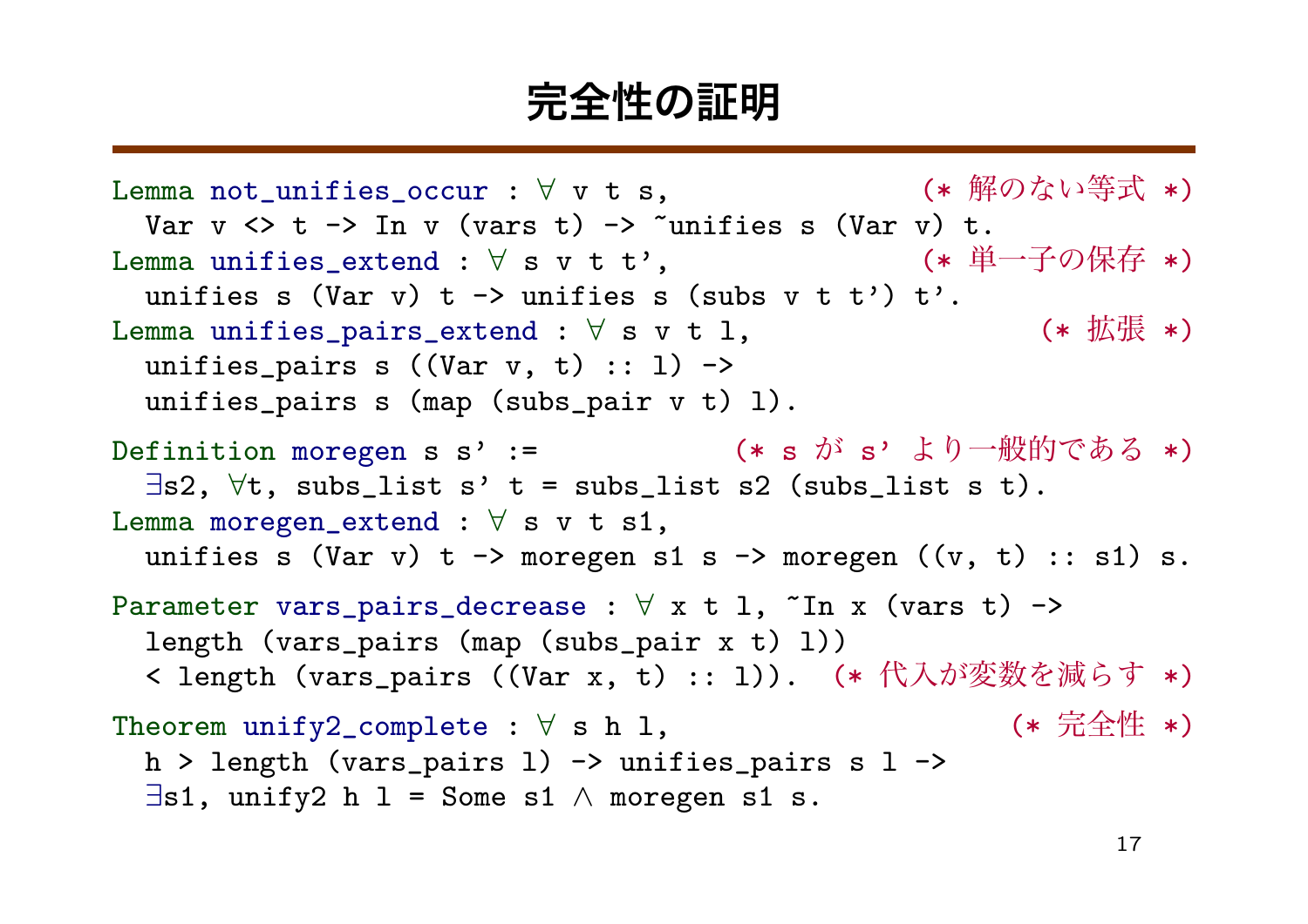# 完全性の証明

```
Lemma not_unifies_occur : ∀ v t s,                      (* 解のない等式 *)
  Var v <> t -> In v (vars t) -> ~unifies s (Var v) t.
Lemma unifies_extend : ∀ s v t t',                       (* 単一子の保存 *)
  unifies s (Var v) t -> unifies s (subs v t t') t'.
Lemma unifies_pairs_extend : ∀ s v t l,                  (* 拡張 *)
  unifies_pairs s ((Var v, t) :: l) ->
  unifies_pairs s (map (subs_pair v t) l).

Definition moregen s s' :=                 (* s が s' より一般的である *)
  ∃s2, ∀t, subs_list s' t = subs_list s2 (subs_list s t).
Lemma moregen_extend : ∀ s v t s1,
  unifies s (Var v) t -> moregen s1 s -> moregen ((v, t) :: s1) s.

Parameter vars_pairs_decrease : ∀ x t l, ~In x (vars t) ->
  length (vars_pairs (map (subs_pair x t) l))
  < length (vars_pairs ((Var x, t) :: l)).  (* 代入が変数を減らす *)

Theorem unify2_complete : ∀ s h l,                      (* 完全性 *)
  h > length (vars_pairs l) -> unifies_pairs s l ->
  ∃s1, unify2 h l = Some s1 ∧ moregen s1 s.
```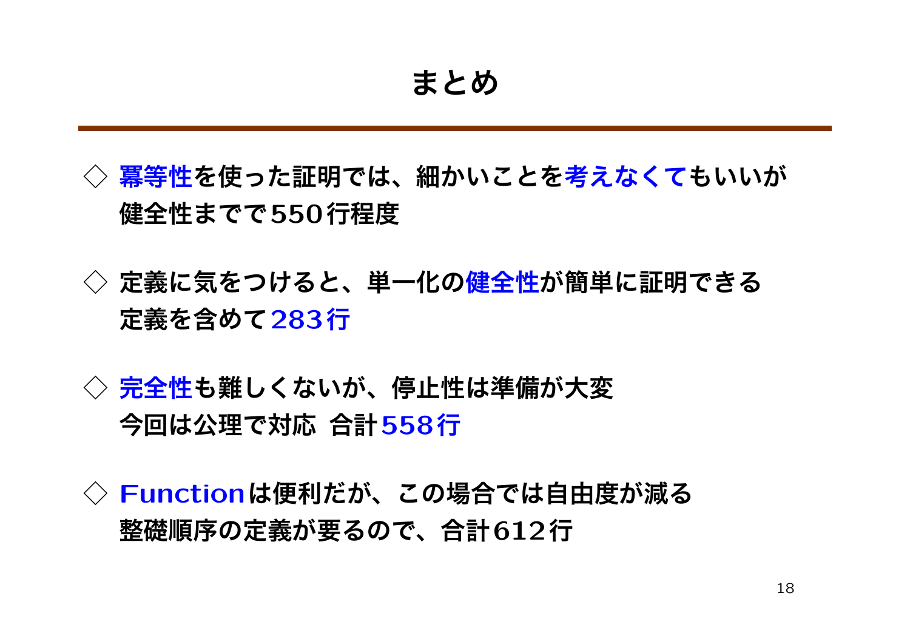# まとめ

◇ 冪等性を使った証明では、細かいことを考えなくてもいいが
健全性までで550行程度

◇ 定義に気をつけると、単一化の健全性が簡単に証明できる
定義を含めて283行

◇ 完全性も難しくないが、停止性は準備が大変
今回は公理で対応 合計558行

◇ Functionは便利だが、この場合では自由度が減る
整礎順序の定義が要るので、合計612行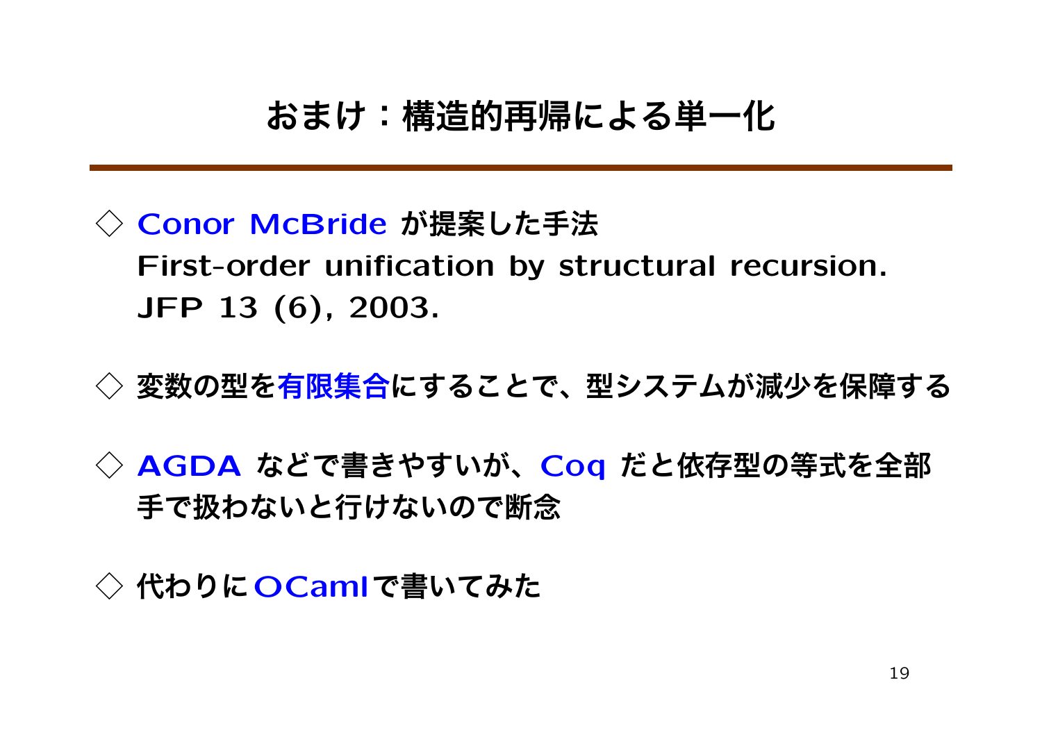# おまけ：構造的再帰による単一化

◇ Conor McBride が提案した手法
First-order unification by structural recursion.
JFP 13 (6), 2003.

◇ 変数の型を有限集合にすることで、型システムが減少を保障する

◇ AGDA などで書きやすいが、Coq だと依存型の等式を全部手で扱わないと行けないので断念

◇ 代わりに OCaml で書いてみた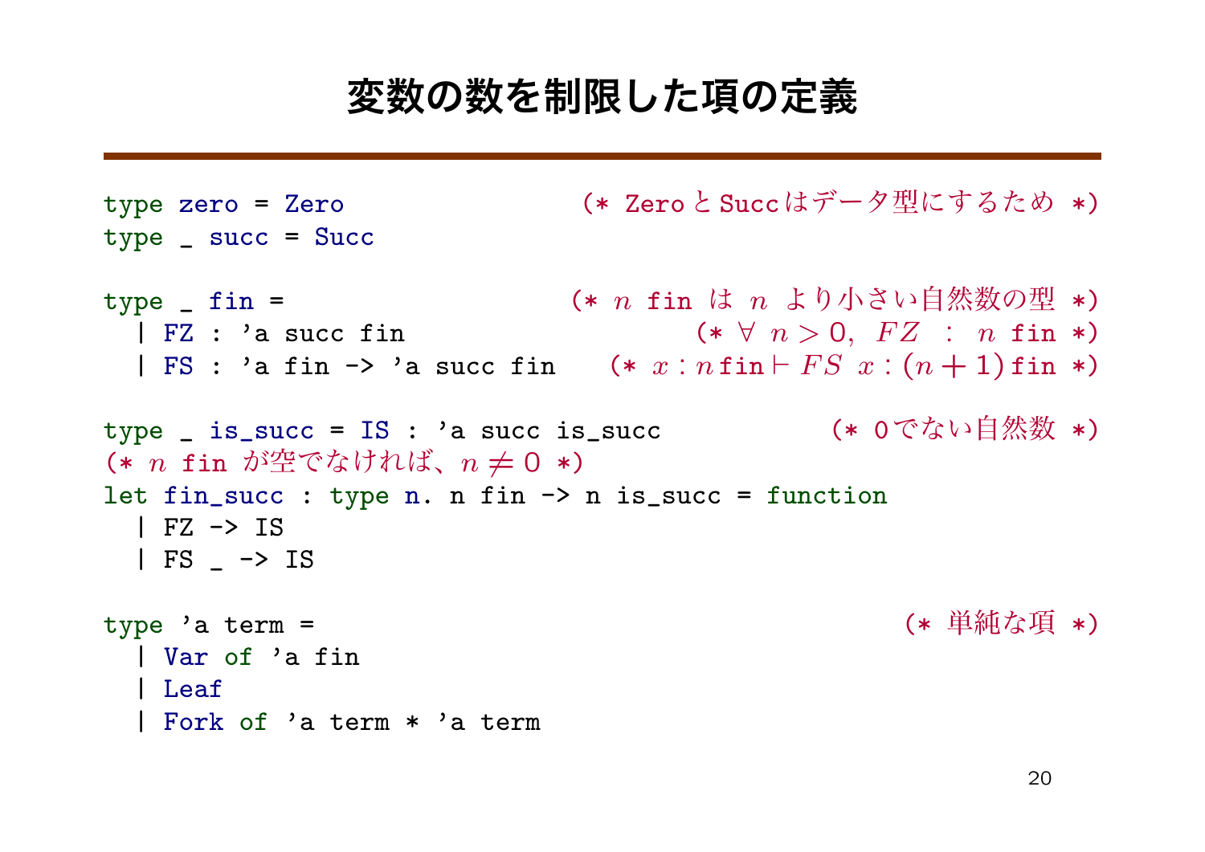# 変数の数を制限した項の定義

```
type zero = Zero                         (* Zero と Succ はデータ型にするため *)
type _ succ = Succ

type _ fin =                             (* n fin は n より小さい自然数の型 *)
  | FZ : 'a succ fin                               (* ∀ n > 0, FZ : n fin *)
  | FS : 'a fin -> 'a succ fin         (* x : n fin ⊢ FS x : (n + 1) fin *)

type _ is_succ = IS : 'a succ is_succ                    (* 0 でない自然数 *)
(* n fin が空でなければ、n ≠ 0 *)
let fin_succ : type n. n fin -> n is_succ = function
  | FZ -> IS
  | FS _ -> IS

type 'a term =                                              (* 単純な項 *)
  | Var of 'a fin
  | Leaf
  | Fork of 'a term * 'a term
```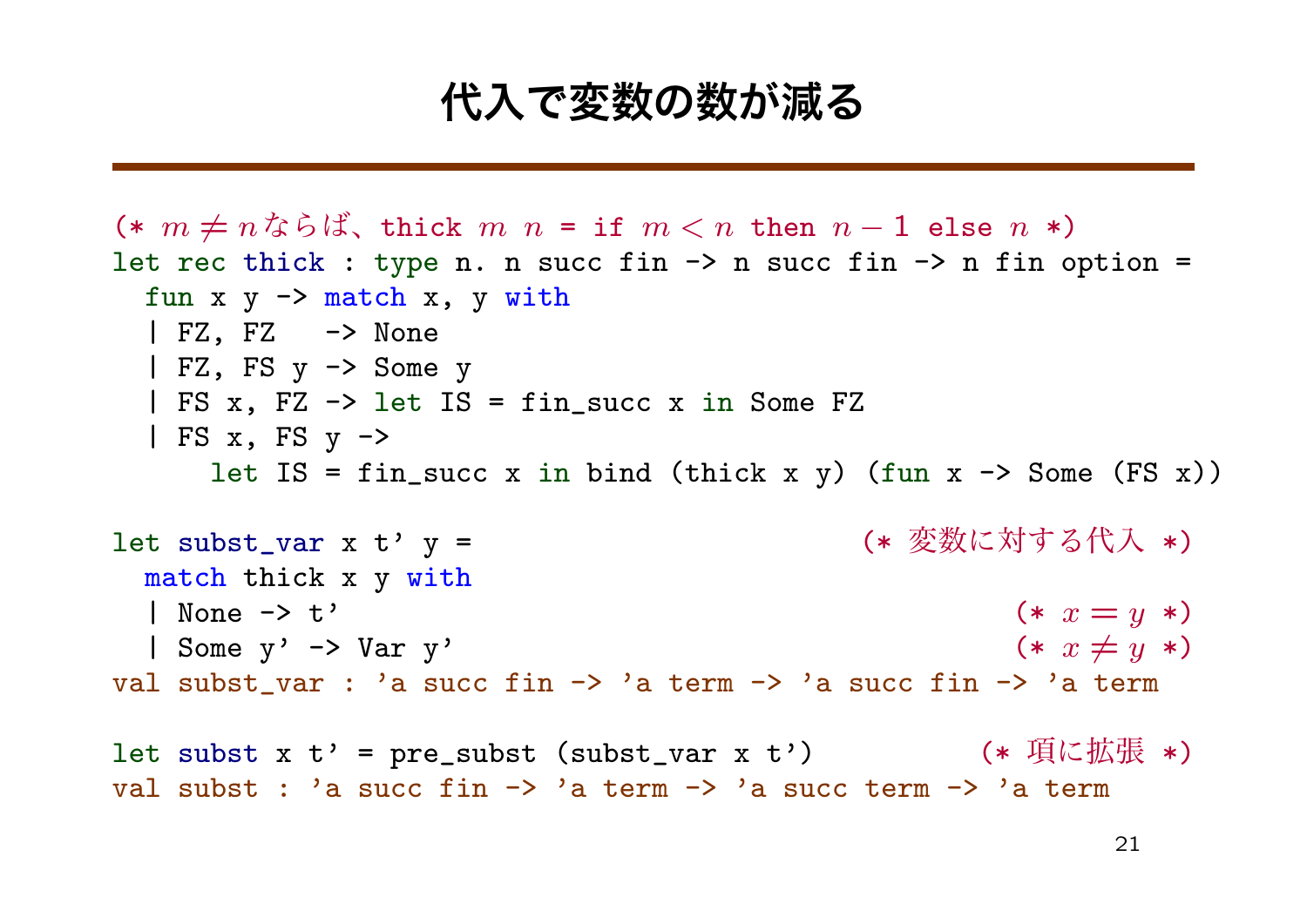# 代入で変数の数が減る

```
(* m ≠ nならば、thick m n = if m < n then n − 1 else n *)
let rec thick : type n. n succ fin -> n succ fin -> n fin option =
  fun x y -> match x, y with
  | FZ, FZ   -> None
  | FZ, FS y -> Some y
  | FS x, FZ -> let IS = fin_succ x in Some FZ
  | FS x, FS y ->
      let IS = fin_succ x in bind (thick x y) (fun x -> Some (FS x))

let subst_var x t' y =                              (* 変数に対する代入 *)
  match thick x y with
  | None -> t'                                              (* x = y *)
  | Some y' -> Var y'                                       (* x ≠ y *)
val subst_var : 'a succ fin -> 'a term -> 'a succ fin -> 'a term

let subst x t' = pre_subst (subst_var x t')             (* 項に拡張 *)
val subst : 'a succ fin -> 'a term -> 'a succ term -> 'a term
```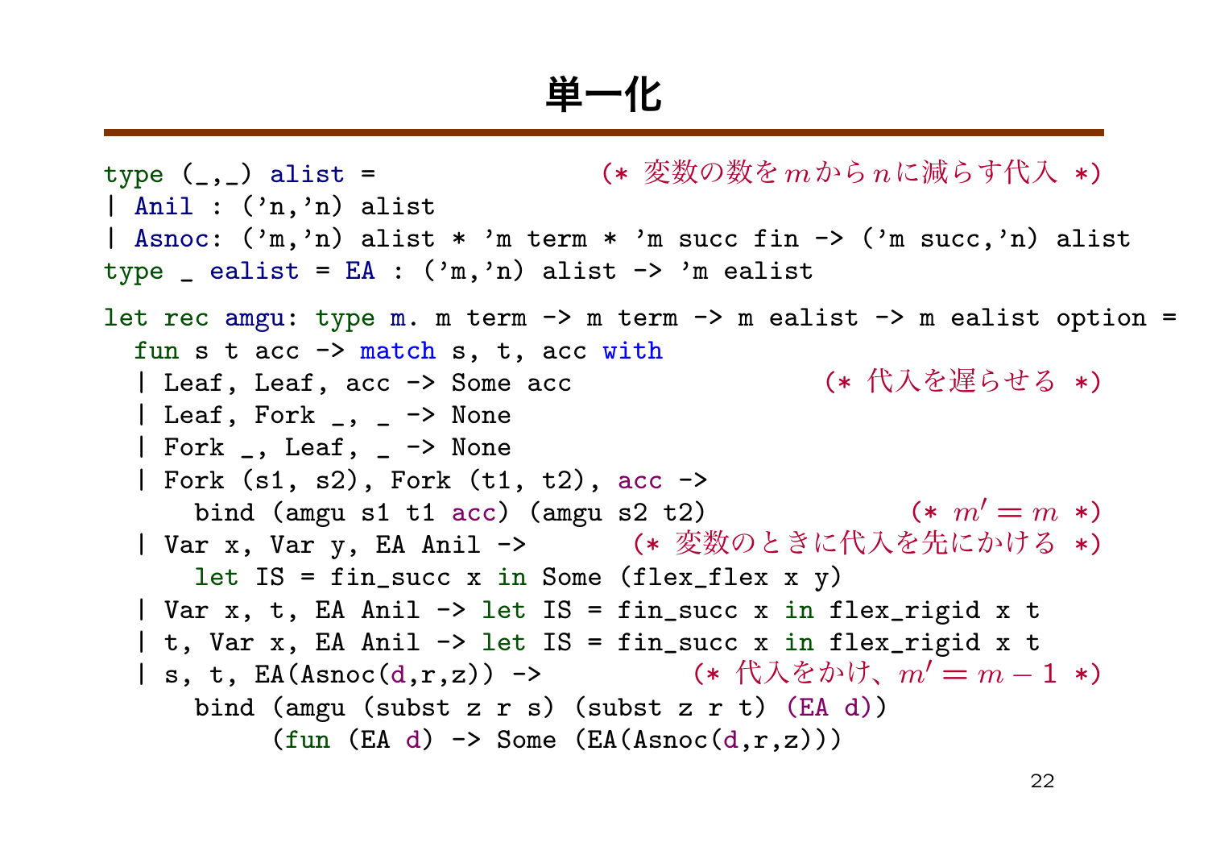# 単一化

```
type (_,_) alist =                    (* 変数の数をmからnに減らす代入 *)
| Anil : ('n,'n) alist
| Asnoc: ('m,'n) alist * 'm term * 'm succ fin -> ('m succ,'n) alist
type _ ealist = EA : ('m,'n) alist -> 'm ealist

let rec amgu: type m. m term -> m term -> m ealist -> m ealist option =
  fun s t acc -> match s, t, acc with
  | Leaf, Leaf, acc -> Some acc                        (* 代入を遅らせる *)
  | Leaf, Fork _, _ -> None
  | Fork _, Leaf, _ -> None
  | Fork (s1, s2), Fork (t1, t2), acc ->
      bind (amgu s1 t1 acc) (amgu s2 t2)               (* m' = m *)
  | Var x, Var y, EA Anil ->          (* 変数のときに代入を先にかける *)
      let IS = fin_succ x in Some (flex_flex x y)
  | Var x, t, EA Anil -> let IS = fin_succ x in flex_rigid x t
  | t, Var x, EA Anil -> let IS = fin_succ x in flex_rigid x t
  | s, t, EA(Asnoc(d,r,z)) ->              (* 代入をかけ、m' = m - 1 *)
      bind (amgu (subst z r s) (subst z r t) (EA d))
           (fun (EA d) -> Some (EA(Asnoc(d,r,z))))
```